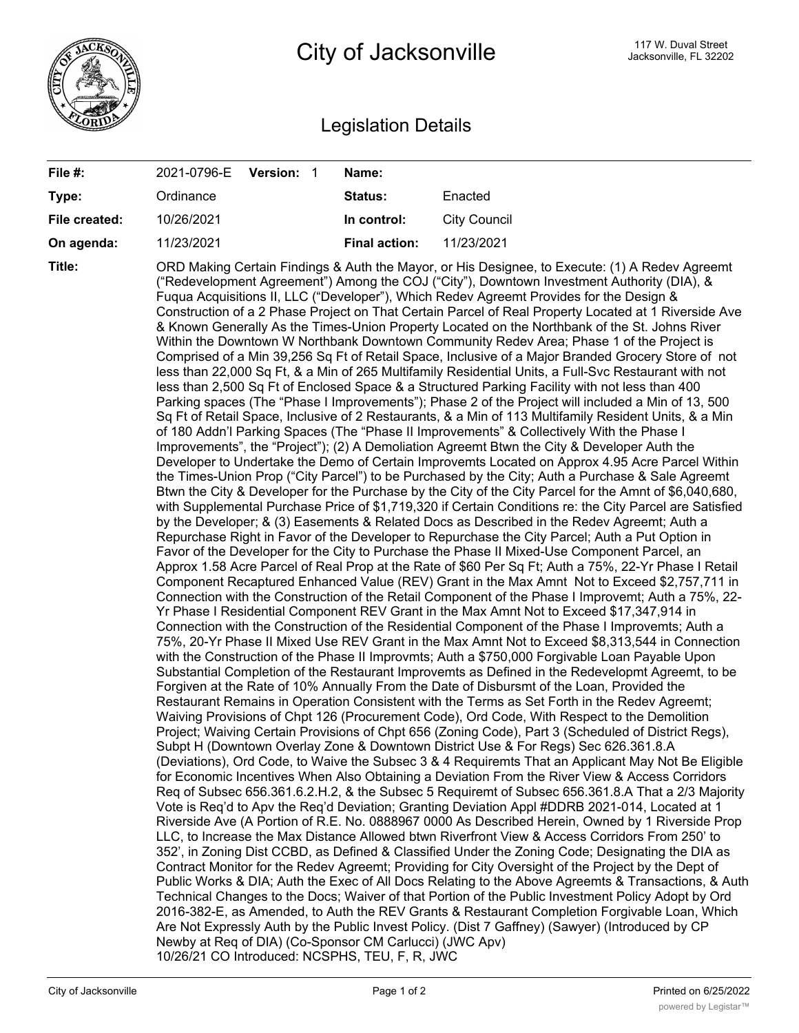# City of Jacksonville

117 W. Duval Street
Jacksonville, FL 32202

## Legislation Details

| | | | |
|---|---|---|---|
| **File #:** | 2021-0796-E **Version:** 1 | **Name:** | |
| **Type:** | Ordinance | **Status:** | Enacted |
| **File created:** | 10/26/2021 | **In control:** | City Council |
| **On agenda:** | 11/23/2021 | **Final action:** | 11/23/2021 |

**Title:** ORD Making Certain Findings & Auth the Mayor, or His Designee, to Execute: (1) A Redev Agreemt ("Redevelopment Agreement") Among the COJ ("City"), Downtown Investment Authority (DIA), & Fuqua Acquisitions II, LLC ("Developer"), Which Redev Agreemt Provides for the Design & Construction of a 2 Phase Project on That Certain Parcel of Real Property Located at 1 Riverside Ave & Known Generally As the Times-Union Property Located on the Northbank of the St. Johns River Within the Downtown W Northbank Downtown Community Redev Area; Phase 1 of the Project is Comprised of a Min 39,256 Sq Ft of Retail Space, Inclusive of a Major Branded Grocery Store of not less than 22,000 Sq Ft, & a Min of 265 Multifamily Residential Units, a Full-Svc Restaurant with not less than 2,500 Sq Ft of Enclosed Space & a Structured Parking Facility with not less than 400 Parking spaces (The "Phase I Improvements"); Phase 2 of the Project will included a Min of 13, 500 Sq Ft of Retail Space, Inclusive of 2 Restaurants, & a Min of 113 Multifamily Resident Units, & a Min of 180 Addn'l Parking Spaces (The "Phase II Improvements" & Collectively With the Phase I Improvements", the "Project"); (2) A Demolition Agreemt Btwn the City & Developer Auth the Developer to Undertake the Demo of Certain Improvemts Located on Approx 4.95 Acre Parcel Within the Times-Union Prop ("City Parcel") to be Purchased by the City; Auth a Purchase & Sale Agreemt Btwn the City & Developer for the Purchase by the City of the City Parcel for the Amnt of $6,040,680, with Supplemental Purchase Price of $1,719,320 if Certain Conditions re: the City Parcel are Satisfied by the Developer; & (3) Easements & Related Docs as Described in the Redev Agreemt; Auth a Repurchase Right in Favor of the Developer to Repurchase the City Parcel; Auth a Put Option in Favor of the Developer for the City to Purchase the Phase II Mixed-Use Component Parcel, an Approx 1.58 Acre Parcel of Real Prop at the Rate of $60 Per Sq Ft; Auth a 75%, 22-Yr Phase I Retail Component Recaptured Enhanced Value (REV) Grant in the Max Amnt Not to Exceed $2,757,711 in Connection with the Construction of the Retail Component of the Phase I Improvemt; Auth a 75%, 22-Yr Phase I Residential Component REV Grant in the Max Amnt Not to Exceed $17,347,914 in Connection with the Construction of the Residential Component of the Phase I Improvemts; Auth a 75%, 20-Yr Phase II Mixed Use REV Grant in the Max Amnt Not to Exceed $8,313,544 in Connection with the Construction of the Phase II Improvmts; Auth a $750,000 Forgivable Loan Payable Upon Substantial Completion of the Restaurant Improvemts as Defined in the Redevelopmt Agreemt, to be Forgiven at the Rate of 10% Annually From the Date of Disbursmt of the Loan, Provided the Restaurant Remains in Operation Consistent with the Terms as Set Forth in the Redev Agreemt; Waiving Provisions of Chpt 126 (Procurement Code), Ord Code, With Respect to the Demolition Project; Waiving Certain Provisions of Chpt 656 (Zoning Code), Part 3 (Scheduled of District Regs), Subpt H (Downtown Overlay Zone & Downtown District Use & For Regs) Sec 626.361.8.A (Deviations), Ord Code, to Waive the Subsec 3 & 4 Requiremts That an Applicant May Not Be Eligible for Economic Incentives When Also Obtaining a Deviation From the River View & Access Corridors Req of Subsec 656.361.6.2.H.2, & the Subsec 5 Requiremt of Subsec 656.361.8.A That a 2/3 Majority Vote is Req'd to Apv the Req'd Deviation; Granting Deviation Appl #DDRB 2021-014, Located at 1 Riverside Ave (A Portion of R.E. No. 0888967 0000 As Described Herein, Owned by 1 Riverside Prop LLC, to Increase the Max Distance Allowed btwn Riverfront View & Access Corridors From 250' to 352', in Zoning Dist CCBD, as Defined & Classified Under the Zoning Code; Designating the DIA as Contract Monitor for the Redev Agreemt; Providing for City Oversight of the Project by the Dept of Public Works & DIA; Auth the Exec of All Docs Relating to the Above Agreemts & Transactions, & Auth Technical Changes to the Docs; Waiver of that Portion of the Public Investment Policy Adopt by Ord 2016-382-E, as Amended, to Auth the REV Grants & Restaurant Completion Forgivable Loan, Which Are Not Expressly Auth by the Public Invest Policy. (Dist 7 Gaffney) (Sawyer) (Introduced by CP Newby at Req of DIA) (Co-Sponsor CM Carlucci) (JWC Apv)
10/26/21 CO Introduced: NCSPHS, TEU, F, R, JWC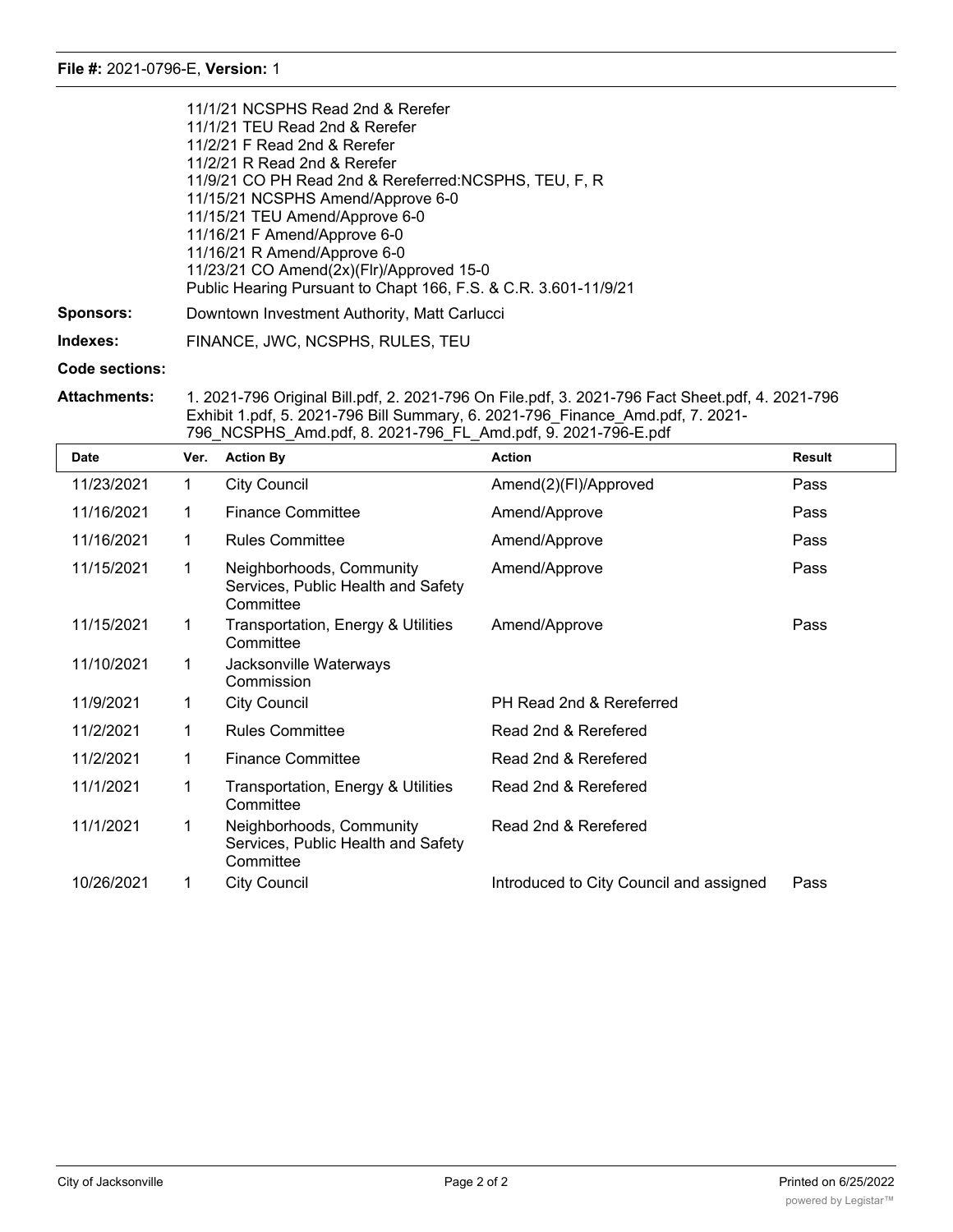**File #:** 2021-0796-E, **Version:** 1

11/1/21 NCSPHS Read 2nd & Rerefer
11/1/21 TEU Read 2nd & Rerefer
11/2/21 F Read 2nd & Rerefer
11/2/21 R Read 2nd & Rerefer
11/9/21 CO PH Read 2nd & Rereferred:NCSPHS, TEU, F, R
11/15/21 NCSPHS Amend/Approve 6-0
11/15/21 TEU Amend/Approve 6-0
11/16/21 F Amend/Approve 6-0
11/16/21 R Amend/Approve 6-0
11/23/21 CO Amend(2x)(Flr)/Approved 15-0
Public Hearing Pursuant to Chapt 166, F.S. & C.R. 3.601-11/9/21

**Sponsors:** Downtown Investment Authority, Matt Carlucci

**Indexes:** FINANCE, JWC, NCSPHS, RULES, TEU

**Code sections:**

**Attachments:** 1. 2021-796 Original Bill.pdf, 2. 2021-796 On File.pdf, 3. 2021-796 Fact Sheet.pdf, 4. 2021-796 Exhibit 1.pdf, 5. 2021-796 Bill Summary, 6. 2021-796_Finance_Amd.pdf, 7. 2021-796_NCSPHS_Amd.pdf, 8. 2021-796_FL_Amd.pdf, 9. 2021-796-E.pdf

| Date | Ver. | Action By | Action | Result |
|---|---|---|---|---|
| 11/23/2021 | 1 | City Council | Amend(2)(Fl)/Approved | Pass |
| 11/16/2021 | 1 | Finance Committee | Amend/Approve | Pass |
| 11/16/2021 | 1 | Rules Committee | Amend/Approve | Pass |
| 11/15/2021 | 1 | Neighborhoods, Community Services, Public Health and Safety Committee | Amend/Approve | Pass |
| 11/15/2021 | 1 | Transportation, Energy & Utilities Committee | Amend/Approve | Pass |
| 11/10/2021 | 1 | Jacksonville Waterways Commission | | |
| 11/9/2021 | 1 | City Council | PH Read 2nd & Rereferred | |
| 11/2/2021 | 1 | Rules Committee | Read 2nd & Rerefered | |
| 11/2/2021 | 1 | Finance Committee | Read 2nd & Rerefered | |
| 11/1/2021 | 1 | Transportation, Energy & Utilities Committee | Read 2nd & Rerefered | |
| 11/1/2021 | 1 | Neighborhoods, Community Services, Public Health and Safety Committee | Read 2nd & Rerefered | |
| 10/26/2021 | 1 | City Council | Introduced to City Council and assigned | Pass |